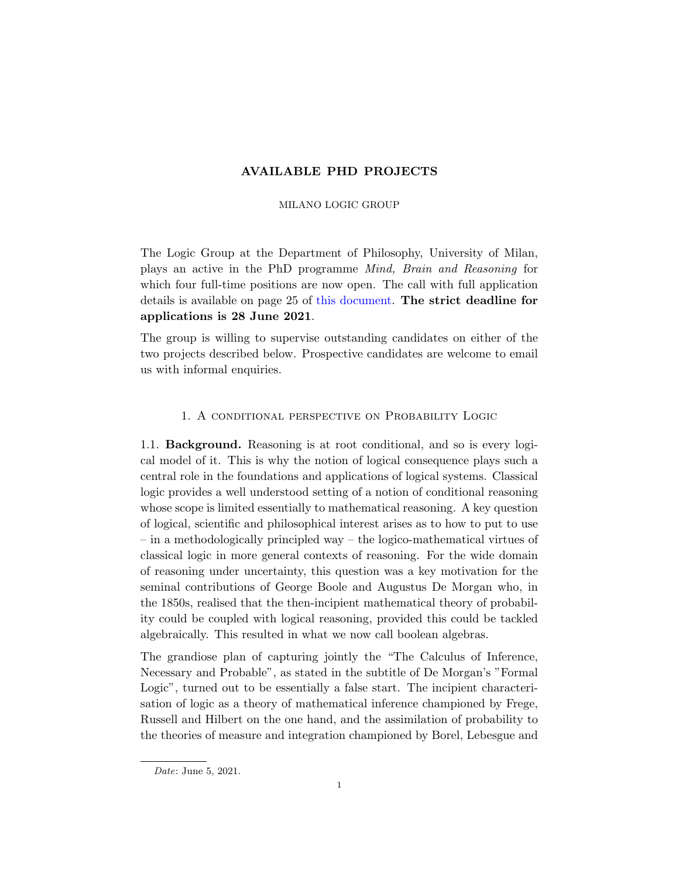# AVAILABLE PHD PROJECTS

MILANO LOGIC GROUP

The Logic Group at the Department of Philosophy, University of Milan, plays an active in the PhD programme *Mind, Brain and Reasoning* for which four full-time positions are now open. The call with full application details is available on page 25 of this document. **The strict deadline for applications is 28 June 2021**.

The group is willing to supervise outstanding candidates on either of the two projects described below. Prospective candidates are welcome to email us with informal enquiries.

## 1. A conditional perspective on Probability Logic

1.1. **Background.** Reasoning is at root conditional, and so is every logical model of it. This is why the notion of logical consequence plays such a central role in the foundations and applications of logical systems. Classical logic provides a well understood setting of a notion of conditional reasoning whose scope is limited essentially to mathematical reasoning. A key question of logical, scientific and philosophical interest arises as to how to put to use – in a methodologically principled way – the logico-mathematical virtues of classical logic in more general contexts of reasoning. For the wide domain of reasoning under uncertainty, this question was a key motivation for the seminal contributions of George Boole and Augustus De Morgan who, in the 1850s, realised that the then-incipient mathematical theory of probability could be coupled with logical reasoning, provided this could be tackled algebraically. This resulted in what we now call boolean algebras.

The grandiose plan of capturing jointly the "The Calculus of Inference, Necessary and Probable", as stated in the subtitle of De Morgan's "Formal Logic", turned out to be essentially a false start. The incipient characterisation of logic as a theory of mathematical inference championed by Frege, Russell and Hilbert on the one hand, and the assimilation of probability to the theories of measure and integration championed by Borel, Lebesgue and

*Date*: June 5, 2021.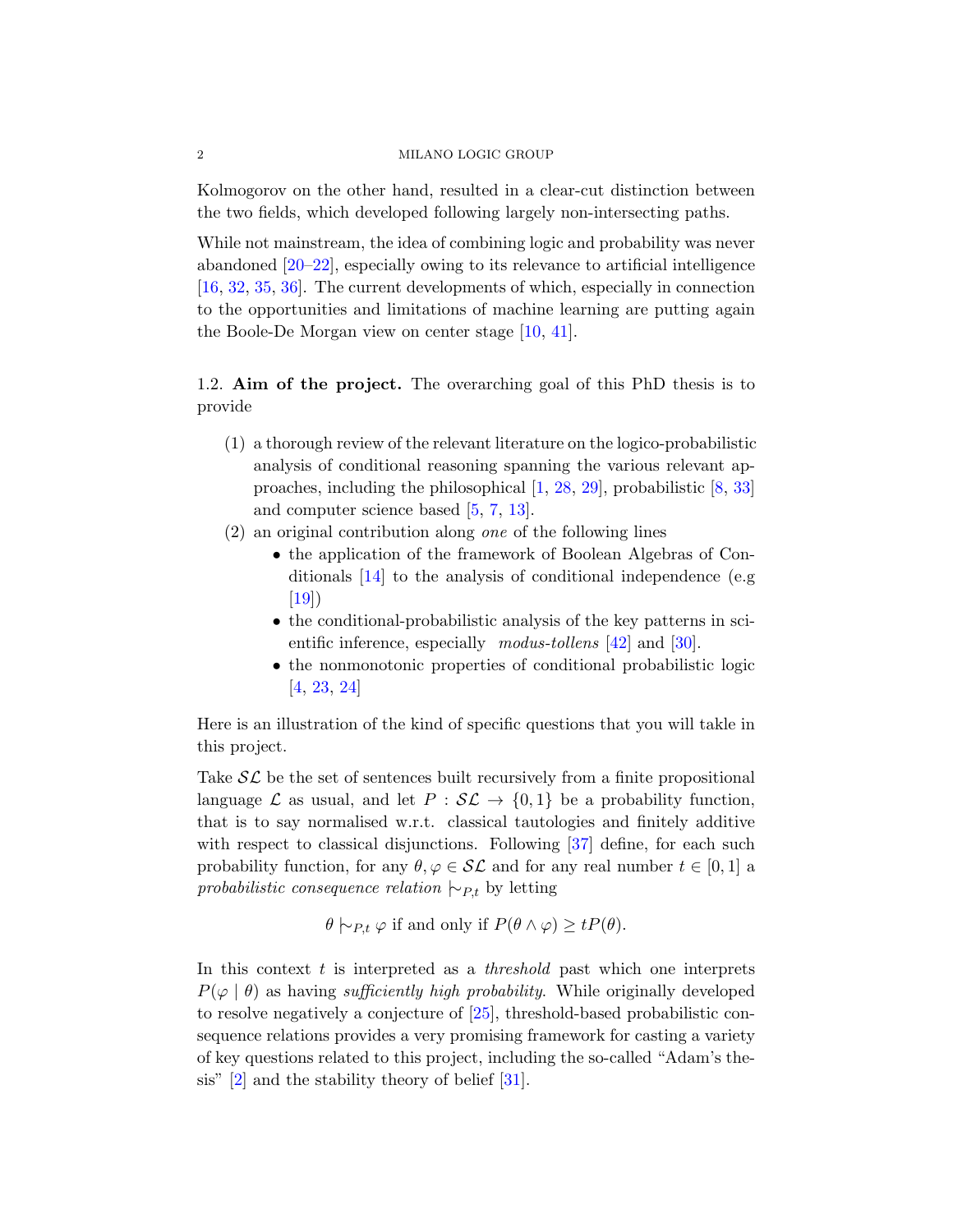Kolmogorov on the other hand, resulted in a clear-cut distinction between the two fields, which developed following largely non-intersecting paths.

While not mainstream, the idea of combining logic and probability was never abandoned [20–22], especially owing to its relevance to artificial intelligence [16, 32, 35, 36]. The current developments of which, especially in connection to the opportunities and limitations of machine learning are putting again the Boole-De Morgan view on center stage [10, 41].

1.2. **Aim of the project.** The overarching goal of this PhD thesis is to provide

(1) a thorough review of the relevant literature on the logico-probabilistic analysis of conditional reasoning spanning the various relevant approaches, including the philosophical [1, 28, 29], probabilistic [8, 33] and computer science based [5, 7, 13].
(2) an original contribution along *one* of the following lines
    - the application of the framework of Boolean Algebras of Conditionals [14] to the analysis of conditional independence (e.g [19])
    - the conditional-probabilistic analysis of the key patterns in scientific inference, especially *modus-tollens* [42] and [30].
    - the nonmonotonic properties of conditional probabilistic logic [4, 23, 24]

Here is an illustration of the kind of specific questions that you will takle in this project.

Take $\mathcal{SL}$ be the set of sentences built recursively from a finite propositional language $\mathcal{L}$ as usual, and let $P : \mathcal{SL} \to \{0, 1\}$ be a probability function, that is to say normalised w.r.t. classical tautologies and finitely additive with respect to classical disjunctions. Following [37] define, for each such probability function, for any $\theta, \varphi \in \mathcal{SL}$ and for any real number $t \in [0, 1]$ a *probabilistic consequence relation* $\mid\!\sim_{P,t}$ by letting

$$\theta \mid\!\sim_{P,t} \varphi \text{ if and only if } P(\theta \wedge \varphi) \geq tP(\theta).$$

In this context $t$ is interpreted as a *threshold* past which one interprets $P(\varphi \mid \theta)$ as having *sufficiently high probability*. While originally developed to resolve negatively a conjecture of [25], threshold-based probabilistic consequence relations provides a very promising framework for casting a variety of key questions related to this project, including the so-called "Adam's thesis" [2] and the stability theory of belief [31].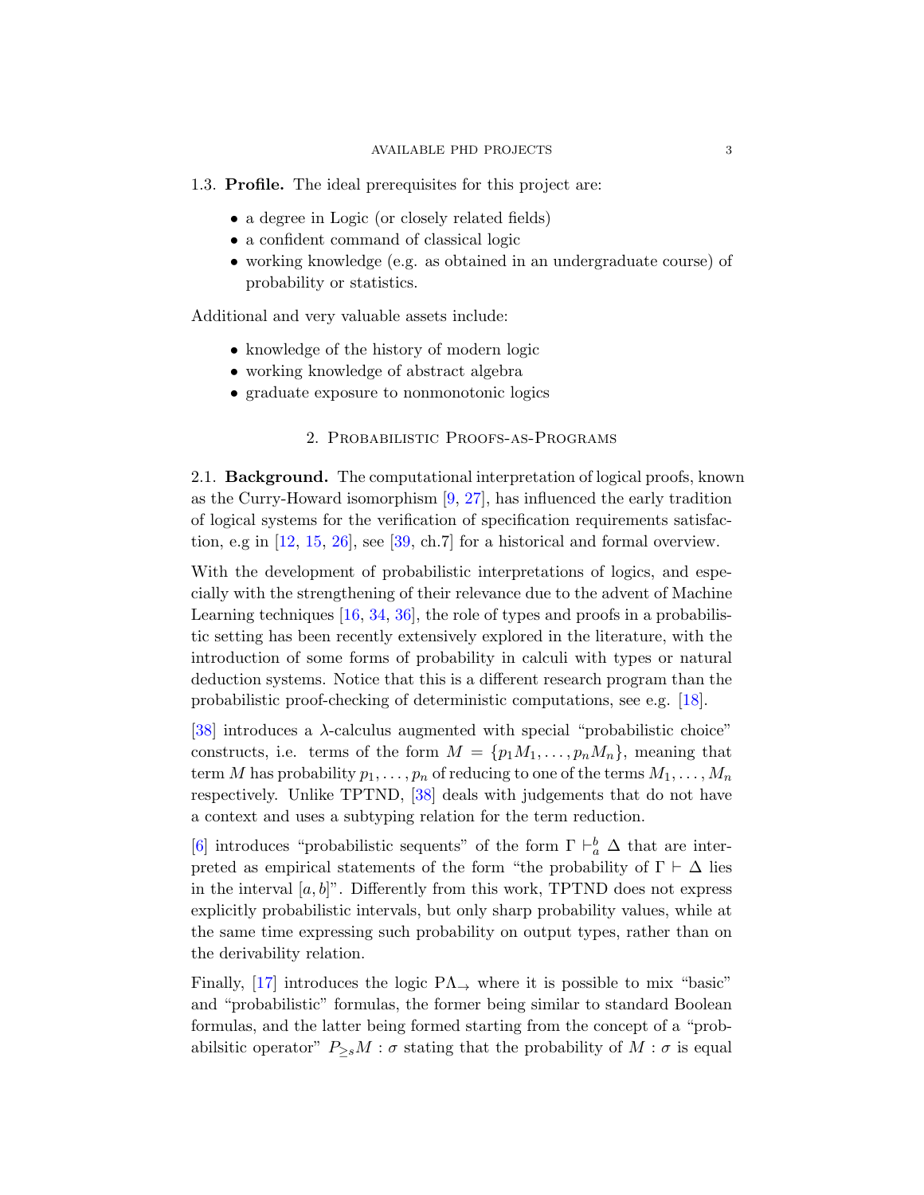### 1.3. **Profile.**

The ideal prerequisites for this project are:

- a degree in Logic (or closely related fields)
- a confident command of classical logic
- working knowledge (e.g. as obtained in an undergraduate course) of probability or statistics.

Additional and very valuable assets include:

- knowledge of the history of modern logic
- working knowledge of abstract algebra
- graduate exposure to nonmonotonic logics

## 2. Probabilistic Proofs-as-Programs

### 2.1. **Background.**

The computational interpretation of logical proofs, known as the Curry-Howard isomorphism [9, 27], has influenced the early tradition of logical systems for the verification of specification requirements satisfaction, e.g in [12, 15, 26], see [39, ch.7] for a historical and formal overview.

With the development of probabilistic interpretations of logics, and especially with the strengthening of their relevance due to the advent of Machine Learning techniques [16, 34, 36], the role of types and proofs in a probabilistic setting has been recently extensively explored in the literature, with the introduction of some forms of probability in calculi with types or natural deduction systems. Notice that this is a different research program than the probabilistic proof-checking of deterministic computations, see e.g. [18].

[38] introduces a $\lambda$-calculus augmented with special "probabilistic choice" constructs, i.e. terms of the form $M = \{p_1 M_1, \ldots, p_n M_n\}$, meaning that term $M$ has probability $p_1, \ldots, p_n$ of reducing to one of the terms $M_1, \ldots, M_n$ respectively. Unlike TPTND, [38] deals with judgements that do not have a context and uses a subtyping relation for the term reduction.

[6] introduces "probabilistic sequents" of the form $\Gamma \vdash_a^b \Delta$ that are interpreted as empirical statements of the form "the probability of $\Gamma \vdash \Delta$ lies in the interval $[a, b]$". Differently from this work, TPTND does not express explicitly probabilistic intervals, but only sharp probability values, while at the same time expressing such probability on output types, rather than on the derivability relation.

Finally, [17] introduces the logic $\mathrm{P}\Lambda_{\rightarrow}$ where it is possible to mix "basic" and "probabilistic" formulas, the former being similar to standard Boolean formulas, and the latter being formed starting from the concept of a "probabilsitic operator" $P_{\geq s} M : \sigma$ stating that the probability of $M : \sigma$ is equal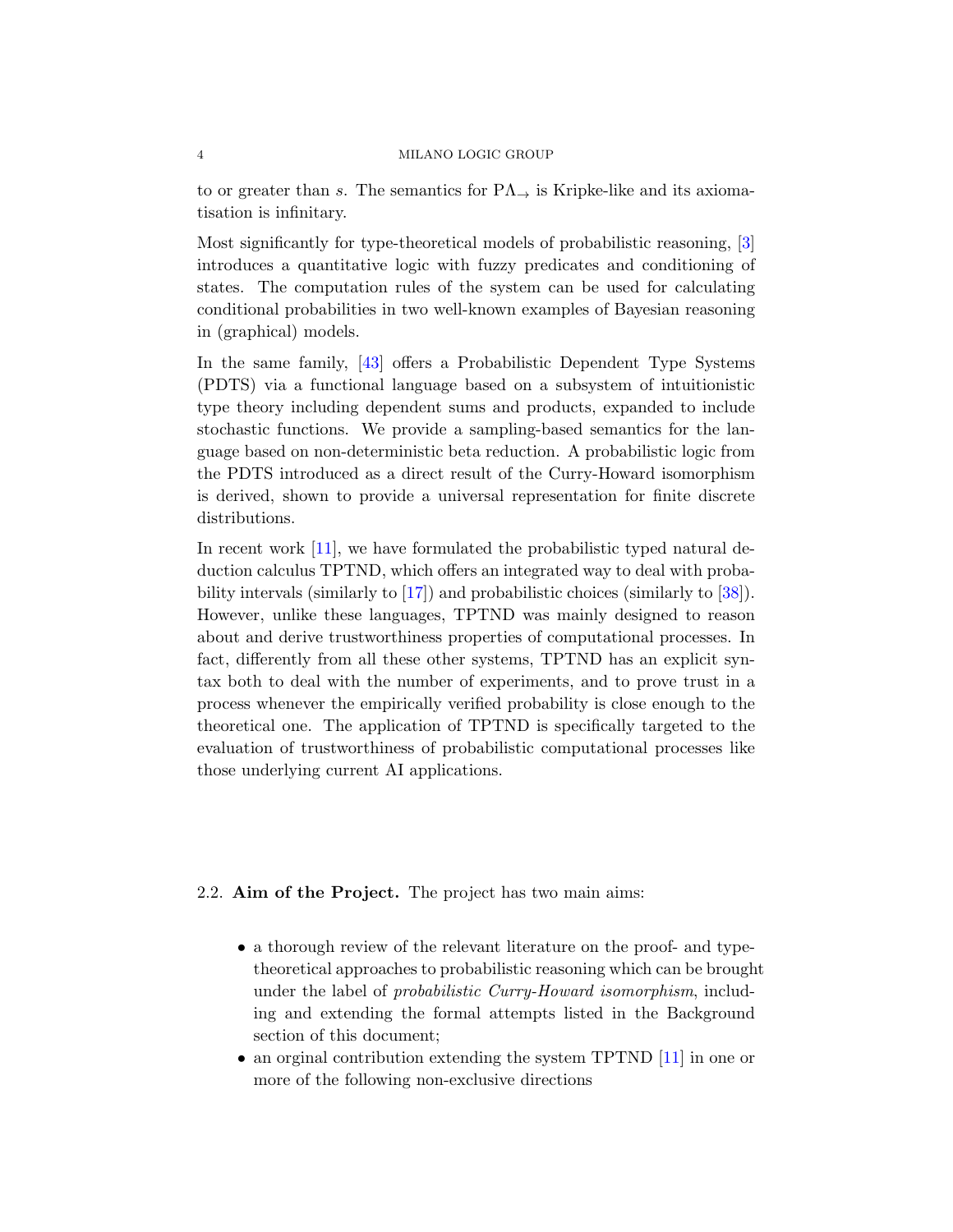to or greater than $s$. The semantics for $\mathrm{P}\Lambda_{\rightarrow}$ is Kripke-like and its axiomatisation is infinitary.

Most significantly for type-theoretical models of probabilistic reasoning, [3] introduces a quantitative logic with fuzzy predicates and conditioning of states. The computation rules of the system can be used for calculating conditional probabilities in two well-known examples of Bayesian reasoning in (graphical) models.

In the same family, [43] offers a Probabilistic Dependent Type Systems (PDTS) via a functional language based on a subsystem of intuitionistic type theory including dependent sums and products, expanded to include stochastic functions. We provide a sampling-based semantics for the language based on non-deterministic beta reduction. A probabilistic logic from the PDTS introduced as a direct result of the Curry-Howard isomorphism is derived, shown to provide a universal representation for finite discrete distributions.

In recent work [11], we have formulated the probabilistic typed natural deduction calculus TPTND, which offers an integrated way to deal with probability intervals (similarly to [17]) and probabilistic choices (similarly to [38]). However, unlike these languages, TPTND was mainly designed to reason about and derive trustworthiness properties of computational processes. In fact, differently from all these other systems, TPTND has an explicit syntax both to deal with the number of experiments, and to prove trust in a process whenever the empirically verified probability is close enough to the theoretical one. The application of TPTND is specifically targeted to the evaluation of trustworthiness of probabilistic computational processes like those underlying current AI applications.

## 2.2. Aim of the Project.

The project has two main aims:

- a thorough review of the relevant literature on the proof- and type-theoretical approaches to probabilistic reasoning which can be brought under the label of *probabilistic Curry-Howard isomorphism*, including and extending the formal attempts listed in the Background section of this document;
- an orginal contribution extending the system TPTND [11] in one or more of the following non-exclusive directions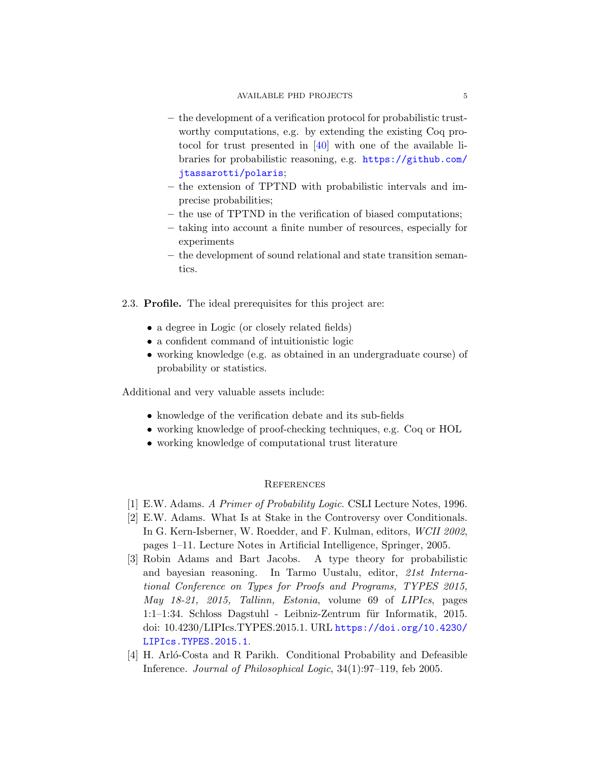- the development of a verification protocol for probabilistic trustworthy computations, e.g. by extending the existing Coq protocol for trust presented in [40] with one of the available libraries for probabilistic reasoning, e.g. https://github.com/jtassarotti/polaris;
- the extension of TPTND with probabilistic intervals and imprecise probabilities;
- the use of TPTND in the verification of biased computations;
- taking into account a finite number of resources, especially for experiments
- the development of sound relational and state transition semantics.

2.3. **Profile.** The ideal prerequisites for this project are:

- a degree in Logic (or closely related fields)
- a confident command of intuitionistic logic
- working knowledge (e.g. as obtained in an undergraduate course) of probability or statistics.

Additional and very valuable assets include:

- knowledge of the verification debate and its sub-fields
- working knowledge of proof-checking techniques, e.g. Coq or HOL
- working knowledge of computational trust literature

## References

[1] E.W. Adams. *A Primer of Probability Logic*. CSLI Lecture Notes, 1996.

[2] E.W. Adams. What Is at Stake in the Controversy over Conditionals. In G. Kern-Isberner, W. Roedder, and F. Kulman, editors, *WCII 2002*, pages 1–11. Lecture Notes in Artificial Intelligence, Springer, 2005.

[3] Robin Adams and Bart Jacobs. A type theory for probabilistic and bayesian reasoning. In Tarmo Uustalu, editor, *21st International Conference on Types for Proofs and Programs, TYPES 2015, May 18-21, 2015, Tallinn, Estonia*, volume 69 of *LIPIcs*, pages 1:1–1:34. Schloss Dagstuhl - Leibniz-Zentrum für Informatik, 2015. doi: 10.4230/LIPIcs.TYPES.2015.1. URL https://doi.org/10.4230/LIPIcs.TYPES.2015.1.

[4] H. Arló-Costa and R Parikh. Conditional Probability and Defeasible Inference. *Journal of Philosophical Logic*, 34(1):97–119, feb 2005.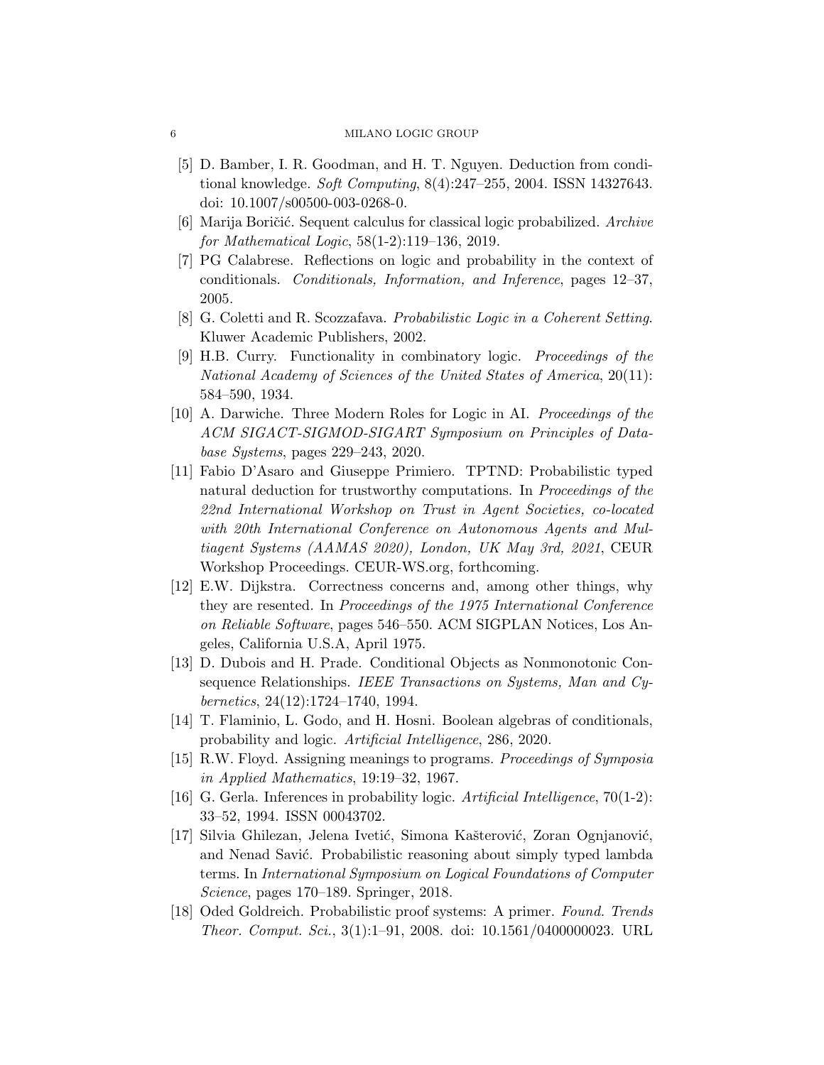- [5] D. Bamber, I. R. Goodman, and H. T. Nguyen. Deduction from conditional knowledge. *Soft Computing*, 8(4):247–255, 2004. ISSN 14327643. doi: 10.1007/s00500-003-0268-0.
- [6] Marija Boričić. Sequent calculus for classical logic probabilized. *Archive for Mathematical Logic*, 58(1-2):119–136, 2019.
- [7] PG Calabrese. Reflections on logic and probability in the context of conditionals. *Conditionals, Information, and Inference*, pages 12–37, 2005.
- [8] G. Coletti and R. Scozzafava. *Probabilistic Logic in a Coherent Setting*. Kluwer Academic Publishers, 2002.
- [9] H.B. Curry. Functionality in combinatory logic. *Proceedings of the National Academy of Sciences of the United States of America*, 20(11): 584–590, 1934.
- [10] A. Darwiche. Three Modern Roles for Logic in AI. *Proceedings of the ACM SIGACT-SIGMOD-SIGART Symposium on Principles of Database Systems*, pages 229–243, 2020.
- [11] Fabio D'Asaro and Giuseppe Primiero. TPTND: Probabilistic typed natural deduction for trustworthy computations. In *Proceedings of the 22nd International Workshop on Trust in Agent Societies, co-located with 20th International Conference on Autonomous Agents and Multiagent Systems (AAMAS 2020), London, UK May 3rd, 2021*, CEUR Workshop Proceedings. CEUR-WS.org, forthcoming.
- [12] E.W. Dijkstra. Correctness concerns and, among other things, why they are resented. In *Proceedings of the 1975 International Conference on Reliable Software*, pages 546–550. ACM SIGPLAN Notices, Los Angeles, California U.S.A, April 1975.
- [13] D. Dubois and H. Prade. Conditional Objects as Nonmonotonic Consequence Relationships. *IEEE Transactions on Systems, Man and Cybernetics*, 24(12):1724–1740, 1994.
- [14] T. Flaminio, L. Godo, and H. Hosni. Boolean algebras of conditionals, probability and logic. *Artificial Intelligence*, 286, 2020.
- [15] R.W. Floyd. Assigning meanings to programs. *Proceedings of Symposia in Applied Mathematics*, 19:19–32, 1967.
- [16] G. Gerla. Inferences in probability logic. *Artificial Intelligence*, 70(1-2): 33–52, 1994. ISSN 00043702.
- [17] Silvia Ghilezan, Jelena Ivetić, Simona Kašterović, Zoran Ognjanović, and Nenad Savić. Probabilistic reasoning about simply typed lambda terms. In *International Symposium on Logical Foundations of Computer Science*, pages 170–189. Springer, 2018.
- [18] Oded Goldreich. Probabilistic proof systems: A primer. *Found. Trends Theor. Comput. Sci.*, 3(1):1–91, 2008. doi: 10.1561/0400000023. URL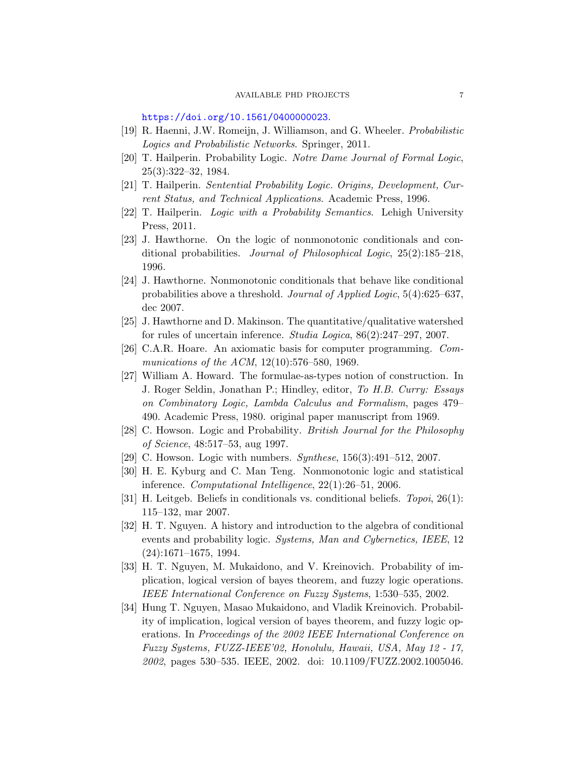https://doi.org/10.1561/0400000023.

[19] R. Haenni, J.W. Romeijn, J. Williamson, and G. Wheeler. *Probabilistic Logics and Probabilistic Networks*. Springer, 2011.

[20] T. Hailperin. Probability Logic. *Notre Dame Journal of Formal Logic*, 25(3):322–32, 1984.

[21] T. Hailperin. *Sentential Probability Logic. Origins, Development, Current Status, and Technical Applications*. Academic Press, 1996.

[22] T. Hailperin. *Logic with a Probability Semantics*. Lehigh University Press, 2011.

[23] J. Hawthorne. On the logic of nonmonotonic conditionals and conditional probabilities. *Journal of Philosophical Logic*, 25(2):185–218, 1996.

[24] J. Hawthorne. Nonmonotonic conditionals that behave like conditional probabilities above a threshold. *Journal of Applied Logic*, 5(4):625–637, dec 2007.

[25] J. Hawthorne and D. Makinson. The quantitative/qualitative watershed for rules of uncertain inference. *Studia Logica*, 86(2):247–297, 2007.

[26] C.A.R. Hoare. An axiomatic basis for computer programming. *Communications of the ACM*, 12(10):576–580, 1969.

[27] William A. Howard. The formulae-as-types notion of construction. In J. Roger Seldin, Jonathan P.; Hindley, editor, *To H.B. Curry: Essays on Combinatory Logic, Lambda Calculus and Formalism*, pages 479–490. Academic Press, 1980. original paper manuscript from 1969.

[28] C. Howson. Logic and Probability. *British Journal for the Philosophy of Science*, 48:517–53, aug 1997.

[29] C. Howson. Logic with numbers. *Synthese*, 156(3):491–512, 2007.

[30] H. E. Kyburg and C. Man Teng. Nonmonotonic logic and statistical inference. *Computational Intelligence*, 22(1):26–51, 2006.

[31] H. Leitgeb. Beliefs in conditionals vs. conditional beliefs. *Topoi*, 26(1): 115–132, mar 2007.

[32] H. T. Nguyen. A history and introduction to the algebra of conditional events and probability logic. *Systems, Man and Cybernetics, IEEE*, 12 (24):1671–1675, 1994.

[33] H. T. Nguyen, M. Mukaidono, and V. Kreinovich. Probability of implication, logical version of bayes theorem, and fuzzy logic operations. *IEEE International Conference on Fuzzy Systems*, 1:530–535, 2002.

[34] Hung T. Nguyen, Masao Mukaidono, and Vladik Kreinovich. Probability of implication, logical version of bayes theorem, and fuzzy logic operations. In *Proceedings of the 2002 IEEE International Conference on Fuzzy Systems, FUZZ-IEEE'02, Honolulu, Hawaii, USA, May 12 - 17, 2002*, pages 530–535. IEEE, 2002. doi: 10.1109/FUZZ.2002.1005046.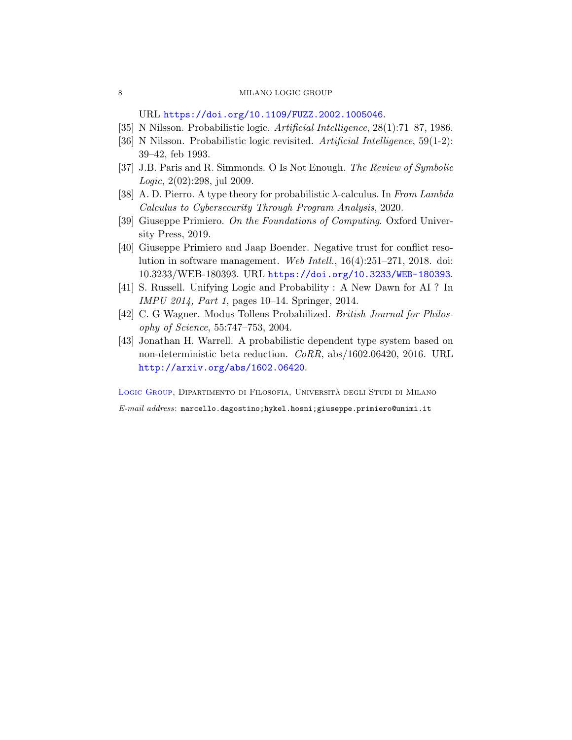URL https://doi.org/10.1109/FUZZ.2002.1005046.

[35] N Nilsson. Probabilistic logic. *Artificial Intelligence*, 28(1):71–87, 1986.

[36] N Nilsson. Probabilistic logic revisited. *Artificial Intelligence*, 59(1-2): 39–42, feb 1993.

[37] J.B. Paris and R. Simmonds. O Is Not Enough. *The Review of Symbolic Logic*, 2(02):298, jul 2009.

[38] A. D. Pierro. A type theory for probabilistic $\lambda$-calculus. In *From Lambda Calculus to Cybersecurity Through Program Analysis*, 2020.

[39] Giuseppe Primiero. *On the Foundations of Computing*. Oxford University Press, 2019.

[40] Giuseppe Primiero and Jaap Boender. Negative trust for conflict resolution in software management. *Web Intell.*, 16(4):251–271, 2018. doi: 10.3233/WEB-180393. URL https://doi.org/10.3233/WEB-180393.

[41] S. Russell. Unifying Logic and Probability : A New Dawn for AI ? In *IMPU 2014, Part 1*, pages 10–14. Springer, 2014.

[42] C. G Wagner. Modus Tollens Probabilized. *British Journal for Philosophy of Science*, 55:747–753, 2004.

[43] Jonathan H. Warrell. A probabilistic dependent type system based on non-deterministic beta reduction. *CoRR*, abs/1602.06420, 2016. URL http://arxiv.org/abs/1602.06420.

Logic Group, Dipartimento di Filosofia, Università degli Studi di Milano

*E-mail address*: marcello.dagostino;hykel.hosni;giuseppe.primiero@unimi.it